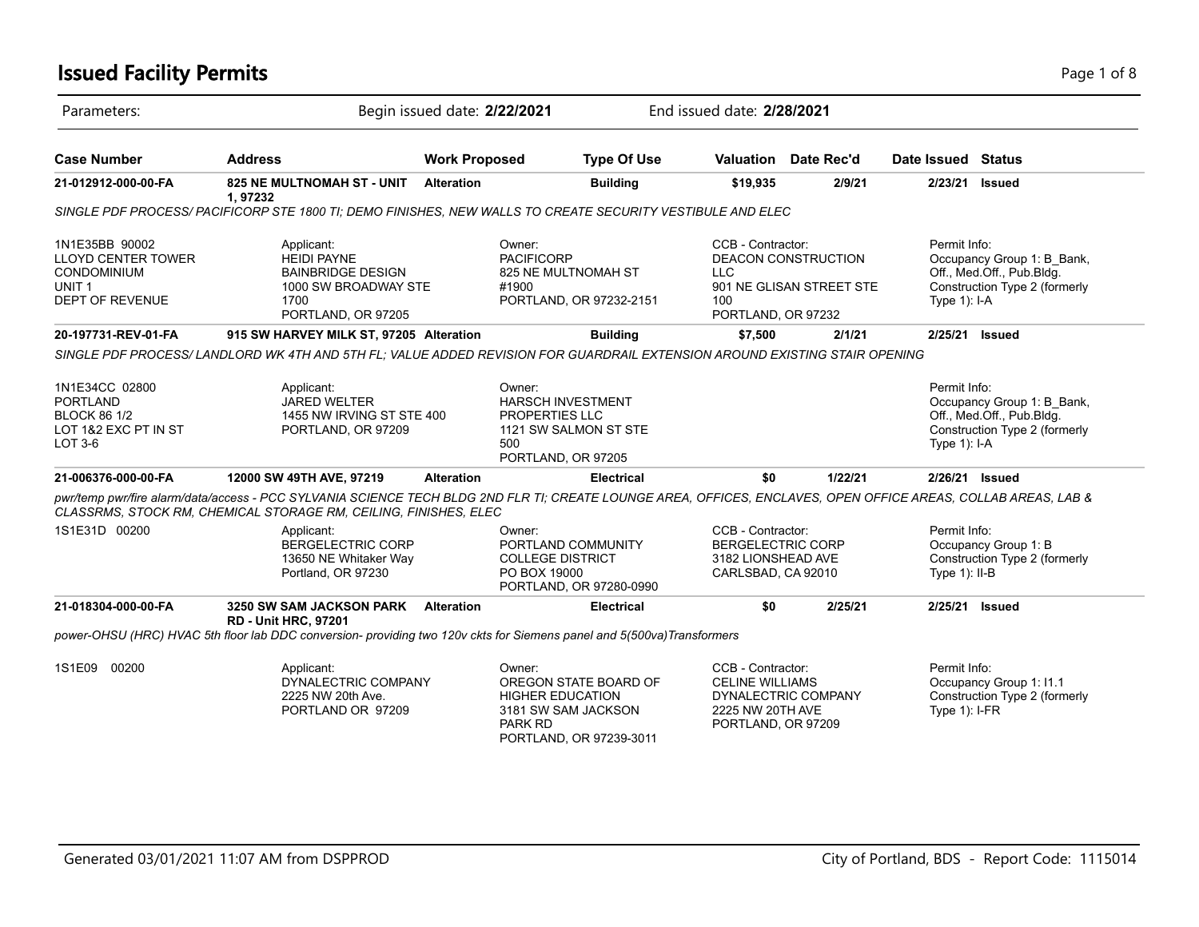# Issued Facility Permits

Parameters: Begin issued date: **2/22/2021** End issued date: **2/28/2021**

| Case Number | Address | Work Proposed | Type Of Use | Valuation | Date Rec'd | Date Issued | Status |
|---|---|---|---|---|---|---|---|
| **21-012912-000-00-FA** | **825 NE MULTNOMAH ST - UNIT 1, 97232** | **Alteration** | **Building** | **$19,935** | **2/9/21** | **2/23/21** | **Issued** |

*SINGLE PDF PROCESS/ PACIFICORP STE 1800 TI; DEMO FINISHES, NEW WALLS TO CREATE SECURITY VESTIBULE AND ELEC*

1N1E35BB 90002
LLOYD CENTER TOWER
CONDOMINIUM
UNIT 1
DEPT OF REVENUE

Applicant:
HEIDI PAYNE
BAINBRIDGE DESIGN
1000 SW BROADWAY STE 1700
PORTLAND, OR 97205

Owner:
PACIFICORP
825 NE MULTNOMAH ST #1900
PORTLAND, OR 97232-2151

CCB - Contractor:
DEACON CONSTRUCTION LLC
901 NE GLISAN STREET STE 100
PORTLAND, OR 97232

Permit Info:
Occupancy Group 1: B_Bank, Off., Med.Off., Pub.Bldg.
Construction Type 2 (formerly Type 1): I-A

| Case Number | Address | Work Proposed | Type Of Use | Valuation | Date Rec'd | Date Issued | Status |
|---|---|---|---|---|---|---|---|
| **20-197731-REV-01-FA** | **915 SW HARVEY MILK ST, 97205** | **Alteration** | **Building** | **$7,500** | **2/1/21** | **2/25/21** | **Issued** |

*SINGLE PDF PROCESS/ LANDLORD WK 4TH AND 5TH FL; VALUE ADDED REVISION FOR GUARDRAIL EXTENSION AROUND EXISTING STAIR OPENING*

1N1E34CC 02800
PORTLAND
BLOCK 86 1/2
LOT 1&2 EXC PT IN ST
LOT 3-6

Applicant:
JARED WELTER
1455 NW IRVING ST STE 400
PORTLAND, OR 97209

Owner:
HARSCH INVESTMENT PROPERTIES LLC
1121 SW SALMON ST STE 500
PORTLAND, OR 97205

Permit Info:
Occupancy Group 1: B_Bank, Off., Med.Off., Pub.Bldg.
Construction Type 2 (formerly Type 1): I-A

| Case Number | Address | Work Proposed | Type Of Use | Valuation | Date Rec'd | Date Issued | Status |
|---|---|---|---|---|---|---|---|
| **21-006376-000-00-FA** | **12000 SW 49TH AVE, 97219** | **Alteration** | **Electrical** | **$0** | **1/22/21** | **2/26/21** | **Issued** |

*pwr/temp pwr/fire alarm/data/access - PCC SYLVANIA SCIENCE TECH BLDG 2ND FLR TI; CREATE LOUNGE AREA, OFFICES, ENCLAVES, OPEN OFFICE AREAS, COLLAB AREAS, LAB & CLASSRMS, STOCK RM, CHEMICAL STORAGE RM, CEILING, FINISHES, ELEC*

1S1E31D 00200

Applicant:
BERGELECTRIC CORP
13650 NE Whitaker Way
Portland, OR 97230

Owner:
PORTLAND COMMUNITY COLLEGE DISTRICT
PO BOX 19000
PORTLAND, OR 97280-0990

CCB - Contractor:
BERGELECTRIC CORP
3182 LIONSHEAD AVE
CARLSBAD, CA 92010

Permit Info:
Occupancy Group 1: B
Construction Type 2 (formerly Type 1): II-B

| Case Number | Address | Work Proposed | Type Of Use | Valuation | Date Rec'd | Date Issued | Status |
|---|---|---|---|---|---|---|---|
| **21-018304-000-00-FA** | **3250 SW SAM JACKSON PARK RD - Unit HRC, 97201** | **Alteration** | **Electrical** | **$0** | **2/25/21** | **2/25/21** | **Issued** |

*power-OHSU (HRC) HVAC 5th floor lab DDC conversion- providing two 120v ckts for Siemens panel and 5(500va)Transformers*

1S1E09 00200

Applicant:
DYNALECTRIC COMPANY
2225 NW 20th Ave.
PORTLAND OR 97209

Owner:
OREGON STATE BOARD OF HIGHER EDUCATION
3181 SW SAM JACKSON PARK RD
PORTLAND, OR 97239-3011

CCB - Contractor:
CELINE WILLIAMS
DYNALECTRIC COMPANY
2225 NW 20TH AVE
PORTLAND, OR 97209

Permit Info:
Occupancy Group 1: I1.1
Construction Type 2 (formerly Type 1): I-FR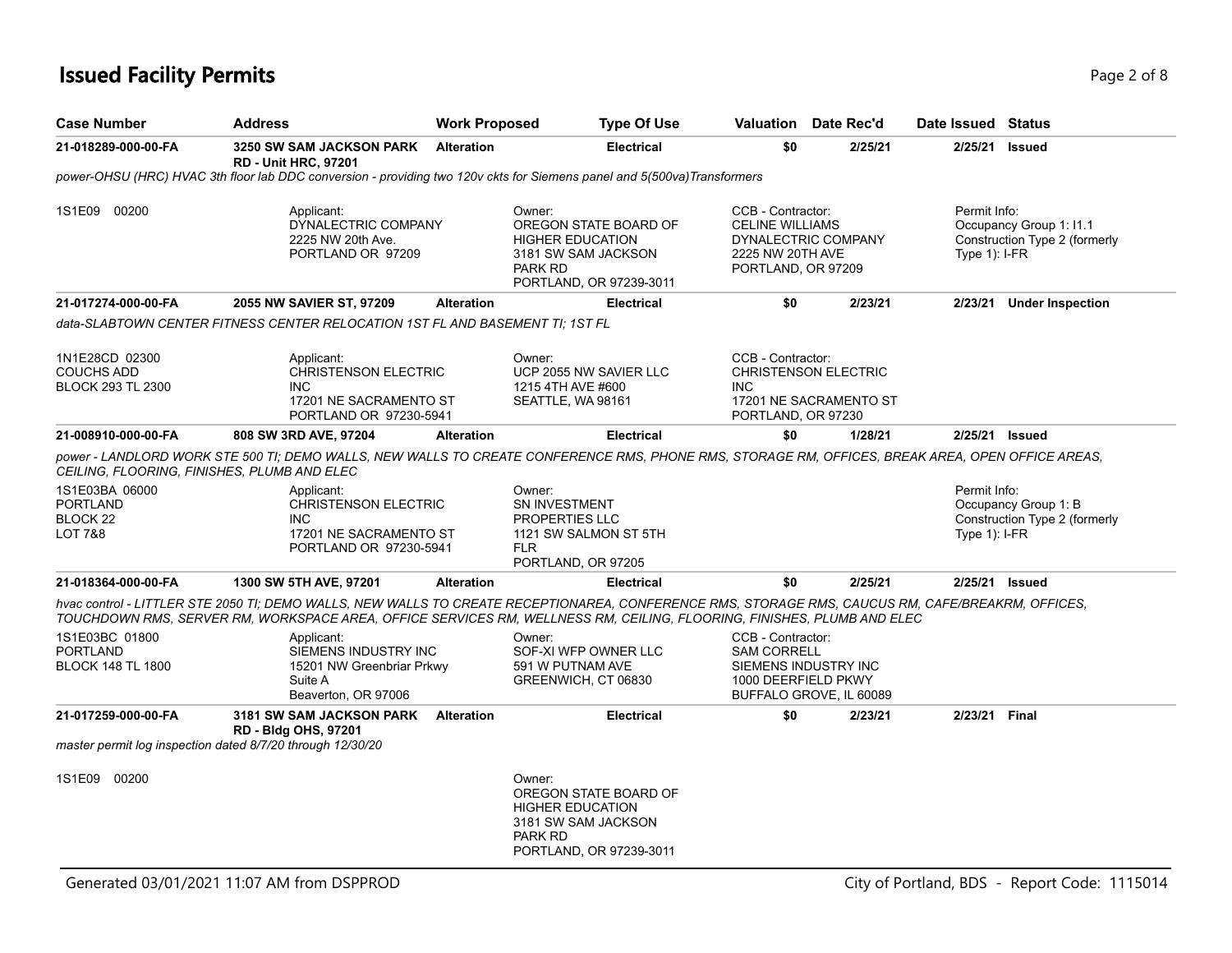# Issued Facility Permits

| Case Number | Address | Work Proposed | Type Of Use | Valuation | Date Rec'd | Date Issued | Status |
|---|---|---|---|---|---|---|---|
| **21-018289-000-00-FA** | **3250 SW SAM JACKSON PARK RD - Unit HRC, 97201** | **Alteration** | **Electrical** | **$0** | **2/25/21** | **2/25/21** | **Issued** |

*power-OHSU (HRC) HVAC 3th floor lab DDC conversion - providing two 120v ckts for Siemens panel and 5(500va)Transformers*

1S1E09 00200

Applicant:
DYNALECTRIC COMPANY
2225 NW 20th Ave.
PORTLAND OR 97209

Owner:
OREGON STATE BOARD OF HIGHER EDUCATION
3181 SW SAM JACKSON PARK RD
PORTLAND, OR 97239-3011

CCB - Contractor:
CELINE WILLIAMS
DYNALECTRIC COMPANY
2225 NW 20TH AVE
PORTLAND, OR 97209

Permit Info:
Occupancy Group 1: I1.1
Construction Type 2 (formerly Type 1): I-FR

| Case Number | Address | Work Proposed | Type Of Use | Valuation | Date Rec'd | Date Issued | Status |
|---|---|---|---|---|---|---|---|
| **21-017274-000-00-FA** | **2055 NW SAVIER ST, 97209** | **Alteration** | **Electrical** | **$0** | **2/23/21** | **2/23/21** | **Under Inspection** |

*data-SLABTOWN CENTER FITNESS CENTER RELOCATION 1ST FL AND BASEMENT TI; 1ST FL*

1N1E28CD 02300
COUCHS ADD
BLOCK 293 TL 2300

Applicant:
CHRISTENSON ELECTRIC INC
17201 NE SACRAMENTO ST
PORTLAND OR 97230-5941

Owner:
UCP 2055 NW SAVIER LLC
1215 4TH AVE #600
SEATTLE, WA 98161

CCB - Contractor:
CHRISTENSON ELECTRIC INC
17201 NE SACRAMENTO ST
PORTLAND, OR 97230

| Case Number | Address | Work Proposed | Type Of Use | Valuation | Date Rec'd | Date Issued | Status |
|---|---|---|---|---|---|---|---|
| **21-008910-000-00-FA** | **808 SW 3RD AVE, 97204** | **Alteration** | **Electrical** | **$0** | **1/28/21** | **2/25/21** | **Issued** |

*power - LANDLORD WORK STE 500 TI; DEMO WALLS, NEW WALLS TO CREATE CONFERENCE RMS, PHONE RMS, STORAGE RM, OFFICES, BREAK AREA, OPEN OFFICE AREAS, CEILING, FLOORING, FINISHES, PLUMB AND ELEC*

1S1E03BA 06000
PORTLAND
BLOCK 22
LOT 7&8

Applicant:
CHRISTENSON ELECTRIC INC
17201 NE SACRAMENTO ST
PORTLAND OR 97230-5941

Owner:
SN INVESTMENT PROPERTIES LLC
1121 SW SALMON ST 5TH FLR
PORTLAND, OR 97205

Permit Info:
Occupancy Group 1: B
Construction Type 2 (formerly Type 1): I-FR

| Case Number | Address | Work Proposed | Type Of Use | Valuation | Date Rec'd | Date Issued | Status |
|---|---|---|---|---|---|---|---|
| **21-018364-000-00-FA** | **1300 SW 5TH AVE, 97201** | **Alteration** | **Electrical** | **$0** | **2/25/21** | **2/25/21** | **Issued** |

*hvac control - LITTLER STE 2050 TI; DEMO WALLS, NEW WALLS TO CREATE RECEPTIONAREA, CONFERENCE RMS, STORAGE RMS, CAUCUS RM, CAFE/BREAKRM, OFFICES, TOUCHDOWN RMS, SERVER RM, WORKSPACE AREA, OFFICE SERVICES RM, WELLNESS RM, CEILING, FLOORING, FINISHES, PLUMB AND ELEC*

1S1E03BC 01800
PORTLAND
BLOCK 148 TL 1800

Applicant:
SIEMENS INDUSTRY INC
15201 NW Greenbriar Prkwy
Suite A
Beaverton, OR 97006

Owner:
SOF-XI WFP OWNER LLC
591 W PUTNAM AVE
GREENWICH, CT 06830

CCB - Contractor:
SAM CORRELL
SIEMENS INDUSTRY INC
1000 DEERFIELD PKWY
BUFFALO GROVE, IL 60089

| Case Number | Address | Work Proposed | Type Of Use | Valuation | Date Rec'd | Date Issued | Status |
|---|---|---|---|---|---|---|---|
| **21-017259-000-00-FA** | **3181 SW SAM JACKSON PARK RD - Bldg OHS, 97201** | **Alteration** | **Electrical** | **$0** | **2/23/21** | **2/23/21** | **Final** |

*master permit log inspection dated 8/7/20 through 12/30/20*

1S1E09 00200

Owner:
OREGON STATE BOARD OF HIGHER EDUCATION
3181 SW SAM JACKSON PARK RD
PORTLAND, OR 97239-3011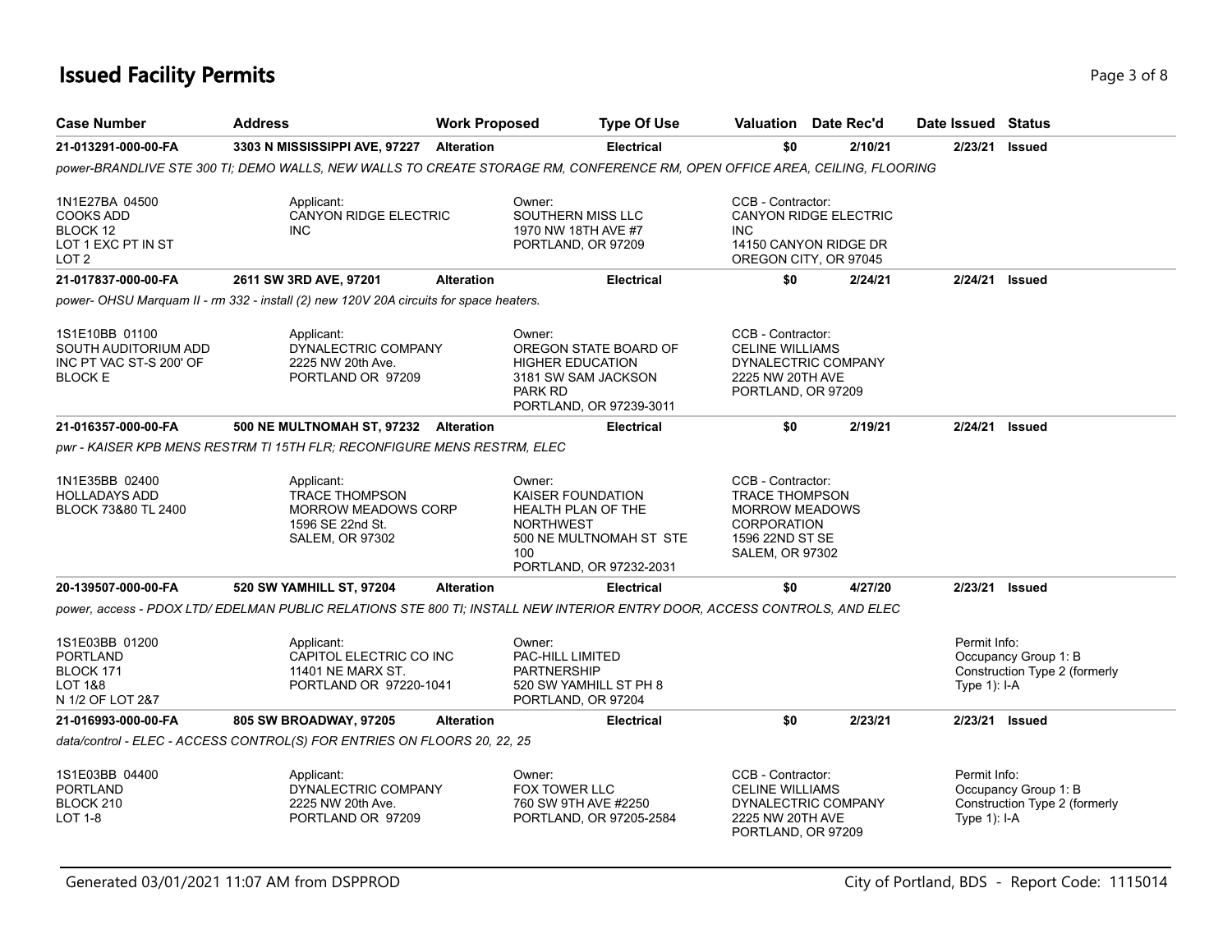# Issued Facility Permits

| Case Number | Address | Work Proposed | Type Of Use | Valuation | Date Rec'd | Date Issued | Status |
|---|---|---|---|---|---|---|---|
| 21-013291-000-00-FA | 3303 N MISSISSIPPI AVE, 97227 | Alteration | Electrical | $0 | 2/10/21 | 2/23/21 | Issued |

*power-BRANDLIVE STE 300 TI; DEMO WALLS, NEW WALLS TO CREATE STORAGE RM, CONFERENCE RM, OPEN OFFICE AREA, CEILING, FLOORING*

1N1E27BA 04500
COOKS ADD
BLOCK 12
LOT 1 EXC PT IN ST
LOT 2

Applicant:
CANYON RIDGE ELECTRIC INC

Owner:
SOUTHERN MISS LLC
1970 NW 18TH AVE #7
PORTLAND, OR 97209

CCB - Contractor:
CANYON RIDGE ELECTRIC INC
14150 CANYON RIDGE DR
OREGON CITY, OR 97045

| Case Number | Address | Work Proposed | Type Of Use | Valuation | Date Rec'd | Date Issued | Status |
|---|---|---|---|---|---|---|---|
| 21-017837-000-00-FA | 2611 SW 3RD AVE, 97201 | Alteration | Electrical | $0 | 2/24/21 | 2/24/21 | Issued |

*power- OHSU Marquam II - rm 332 - install (2) new 120V 20A circuits for space heaters.*

1S1E10BB 01100
SOUTH AUDITORIUM ADD
INC PT VAC ST-S 200' OF
BLOCK E

Applicant:
DYNALECTRIC COMPANY
2225 NW 20th Ave.
PORTLAND OR 97209

Owner:
OREGON STATE BOARD OF HIGHER EDUCATION
3181 SW SAM JACKSON PARK RD
PORTLAND, OR 97239-3011

CCB - Contractor:
CELINE WILLIAMS
DYNALECTRIC COMPANY
2225 NW 20TH AVE
PORTLAND, OR 97209

| Case Number | Address | Work Proposed | Type Of Use | Valuation | Date Rec'd | Date Issued | Status |
|---|---|---|---|---|---|---|---|
| 21-016357-000-00-FA | 500 NE MULTNOMAH ST, 97232 | Alteration | Electrical | $0 | 2/19/21 | 2/24/21 | Issued |

*pwr - KAISER KPB MENS RESTRM TI 15TH FLR; RECONFIGURE MENS RESTRM, ELEC*

1N1E35BB 02400
HOLLADAYS ADD
BLOCK 73&80 TL 2400

Applicant:
TRACE THOMPSON
MORROW MEADOWS CORP
1596 SE 22nd St.
SALEM, OR 97302

Owner:
KAISER FOUNDATION HEALTH PLAN OF THE NORTHWEST
500 NE MULTNOMAH ST STE 100
PORTLAND, OR 97232-2031

CCB - Contractor:
TRACE THOMPSON
MORROW MEADOWS CORPORATION
1596 22ND ST SE
SALEM, OR 97302

| Case Number | Address | Work Proposed | Type Of Use | Valuation | Date Rec'd | Date Issued | Status |
|---|---|---|---|---|---|---|---|
| 20-139507-000-00-FA | 520 SW YAMHILL ST, 97204 | Alteration | Electrical | $0 | 4/27/20 | 2/23/21 | Issued |

*power, access - PDOX LTD/ EDELMAN PUBLIC RELATIONS STE 800 TI; INSTALL NEW INTERIOR ENTRY DOOR, ACCESS CONTROLS, AND ELEC*

1S1E03BB 01200
PORTLAND
BLOCK 171
LOT 1&8
N 1/2 OF LOT 2&7

Applicant:
CAPITOL ELECTRIC CO INC
11401 NE MARX ST.
PORTLAND OR 97220-1041

Owner:
PAC-HILL LIMITED PARTNERSHIP
520 SW YAMHILL ST PH 8
PORTLAND, OR 97204

Permit Info:
Occupancy Group 1: B
Construction Type 2 (formerly Type 1): I-A

| Case Number | Address | Work Proposed | Type Of Use | Valuation | Date Rec'd | Date Issued | Status |
|---|---|---|---|---|---|---|---|
| 21-016993-000-00-FA | 805 SW BROADWAY, 97205 | Alteration | Electrical | $0 | 2/23/21 | 2/23/21 | Issued |

*data/control - ELEC - ACCESS CONTROL(S) FOR ENTRIES ON FLOORS 20, 22, 25*

1S1E03BB 04400
PORTLAND
BLOCK 210
LOT 1-8

Applicant:
DYNALECTRIC COMPANY
2225 NW 20th Ave.
PORTLAND OR 97209

Owner:
FOX TOWER LLC
760 SW 9TH AVE #2250
PORTLAND, OR 97205-2584

CCB - Contractor:
CELINE WILLIAMS
DYNALECTRIC COMPANY
2225 NW 20TH AVE
PORTLAND, OR 97209

Permit Info:
Occupancy Group 1: B
Construction Type 2 (formerly Type 1): I-A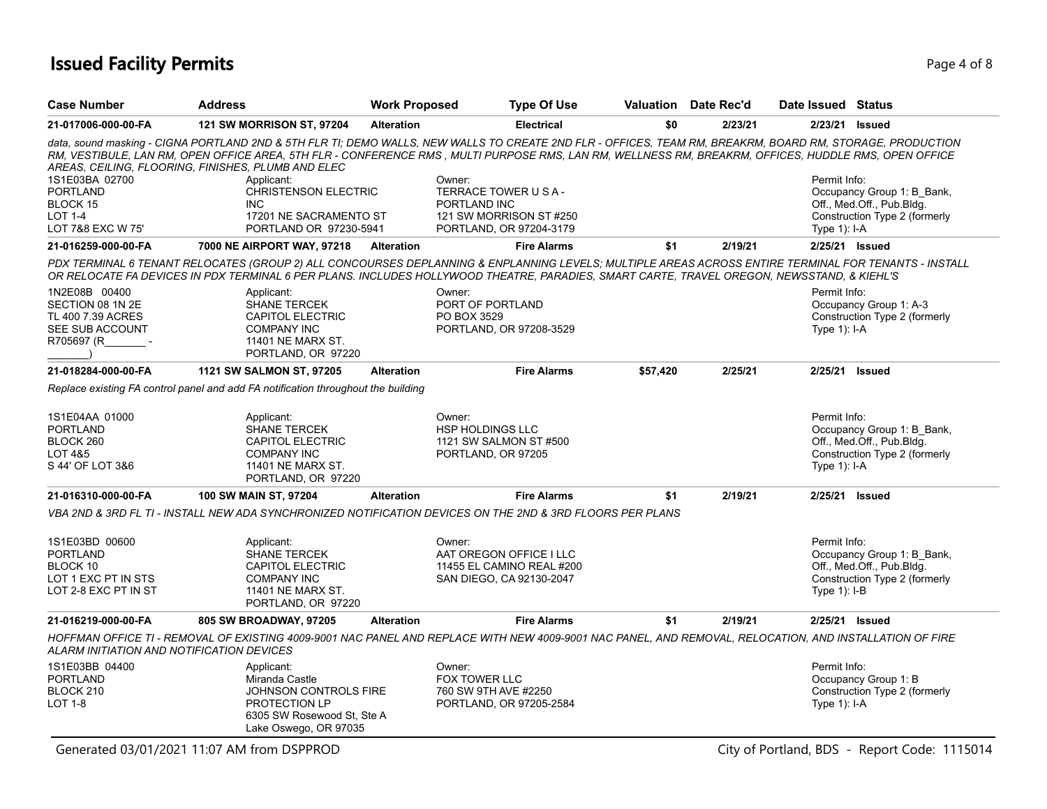# Issued Facility Permits

| Case Number | Address | Work Proposed | Type Of Use | Valuation | Date Rec'd | Date Issued | Status |
|---|---|---|---|---|---|---|---|
| 21-017006-000-00-FA | 121 SW MORRISON ST, 97204 | Alteration | Electrical | $0 | 2/23/21 | 2/23/21 | Issued |

*data, sound masking - CIGNA PORTLAND 2ND & 5TH FLR TI; DEMO WALLS, NEW WALLS TO CREATE 2ND FLR - OFFICES, TEAM RM, BREAKRM, BOARD RM, STORAGE, PRODUCTION RM, VESTIBULE, LAN RM, OPEN OFFICE AREA, 5TH FLR - CONFERENCE RMS , MULTI PURPOSE RMS, LAN RM, WELLNESS RM, BREAKRM, OFFICES, HUDDLE RMS, OPEN OFFICE AREAS, CEILING, FLOORING, FINISHES, PLUMB AND ELEC*

1S1E03BA 02700
PORTLAND
BLOCK 15
LOT 1-4
LOT 7&8 EXC W 75'

Applicant:
CHRISTENSON ELECTRIC INC
17201 NE SACRAMENTO ST
PORTLAND OR 97230-5941

Owner:
TERRACE TOWER U S A - PORTLAND INC
121 SW MORRISON ST #250
PORTLAND, OR 97204-3179

Permit Info:
Occupancy Group 1: B_Bank, Off., Med.Off., Pub.Bldg.
Construction Type 2 (formerly Type 1): I-A

| Case Number | Address | Work Proposed | Type Of Use | Valuation | Date Rec'd | Date Issued | Status |
|---|---|---|---|---|---|---|---|
| 21-016259-000-00-FA | 7000 NE AIRPORT WAY, 97218 | Alteration | Fire Alarms | $1 | 2/19/21 | 2/25/21 | Issued |

*PDX TERMINAL 6 TENANT RELOCATES (GROUP 2) ALL CONCOURSES DEPLANNING & ENPLANNING LEVELS; MULTIPLE AREAS ACROSS ENTIRE TERMINAL FOR TENANTS - INSTALL OR RELOCATE FA DEVICES IN PDX TERMINAL 6 PER PLANS. INCLUDES HOLLYWOOD THEATRE, PARADIES, SMART CARTE, TRAVEL OREGON, NEWSSTAND, & KIEHL'S*

1N2E08B 00400
SECTION 08 1N 2E
TL 400 7.39 ACRES
SEE SUB ACCOUNT
R705697 (R_______ - _______)

Applicant:
SHANE TERCEK
CAPITOL ELECTRIC COMPANY INC
11401 NE MARX ST.
PORTLAND, OR 97220

Owner:
PORT OF PORTLAND
PO BOX 3529
PORTLAND, OR 97208-3529

Permit Info:
Occupancy Group 1: A-3
Construction Type 2 (formerly Type 1): I-A

| Case Number | Address | Work Proposed | Type Of Use | Valuation | Date Rec'd | Date Issued | Status |
|---|---|---|---|---|---|---|---|
| 21-018284-000-00-FA | 1121 SW SALMON ST, 97205 | Alteration | Fire Alarms | $57,420 | 2/25/21 | 2/25/21 | Issued |

*Replace existing FA control panel and add FA notification throughout the building*

1S1E04AA 01000
PORTLAND
BLOCK 260
LOT 4&5
S 44' OF LOT 3&6

Applicant:
SHANE TERCEK
CAPITOL ELECTRIC COMPANY INC
11401 NE MARX ST.
PORTLAND, OR 97220

Owner:
HSP HOLDINGS LLC
1121 SW SALMON ST #500
PORTLAND, OR 97205

Permit Info:
Occupancy Group 1: B_Bank, Off., Med.Off., Pub.Bldg.
Construction Type 2 (formerly Type 1): I-A

| Case Number | Address | Work Proposed | Type Of Use | Valuation | Date Rec'd | Date Issued | Status |
|---|---|---|---|---|---|---|---|
| 21-016310-000-00-FA | 100 SW MAIN ST, 97204 | Alteration | Fire Alarms | $1 | 2/19/21 | 2/25/21 | Issued |

*VBA 2ND & 3RD FL TI - INSTALL NEW ADA SYNCHRONIZED NOTIFICATION DEVICES ON THE 2ND & 3RD FLOORS PER PLANS*

1S1E03BD 00600
PORTLAND
BLOCK 10
LOT 1 EXC PT IN STS
LOT 2-8 EXC PT IN ST

Applicant:
SHANE TERCEK
CAPITOL ELECTRIC COMPANY INC
11401 NE MARX ST.
PORTLAND, OR 97220

Owner:
AAT OREGON OFFICE I LLC
11455 EL CAMINO REAL #200
SAN DIEGO, CA 92130-2047

Permit Info:
Occupancy Group 1: B_Bank, Off., Med.Off., Pub.Bldg.
Construction Type 2 (formerly Type 1): I-B

| Case Number | Address | Work Proposed | Type Of Use | Valuation | Date Rec'd | Date Issued | Status |
|---|---|---|---|---|---|---|---|
| 21-016219-000-00-FA | 805 SW BROADWAY, 97205 | Alteration | Fire Alarms | $1 | 2/19/21 | 2/25/21 | Issued |

*HOFFMAN OFFICE TI - REMOVAL OF EXISTING 4009-9001 NAC PANEL AND REPLACE WITH NEW 4009-9001 NAC PANEL, AND REMOVAL, RELOCATION, AND INSTALLATION OF FIRE ALARM INITIATION AND NOTIFICATION DEVICES*

1S1E03BB 04400
PORTLAND
BLOCK 210
LOT 1-8

Applicant:
Miranda Castle
JOHNSON CONTROLS FIRE PROTECTION LP
6305 SW Rosewood St, Ste A
Lake Oswego, OR 97035

Owner:
FOX TOWER LLC
760 SW 9TH AVE #2250
PORTLAND, OR 97205-2584

Permit Info:
Occupancy Group 1: B
Construction Type 2 (formerly Type 1): I-A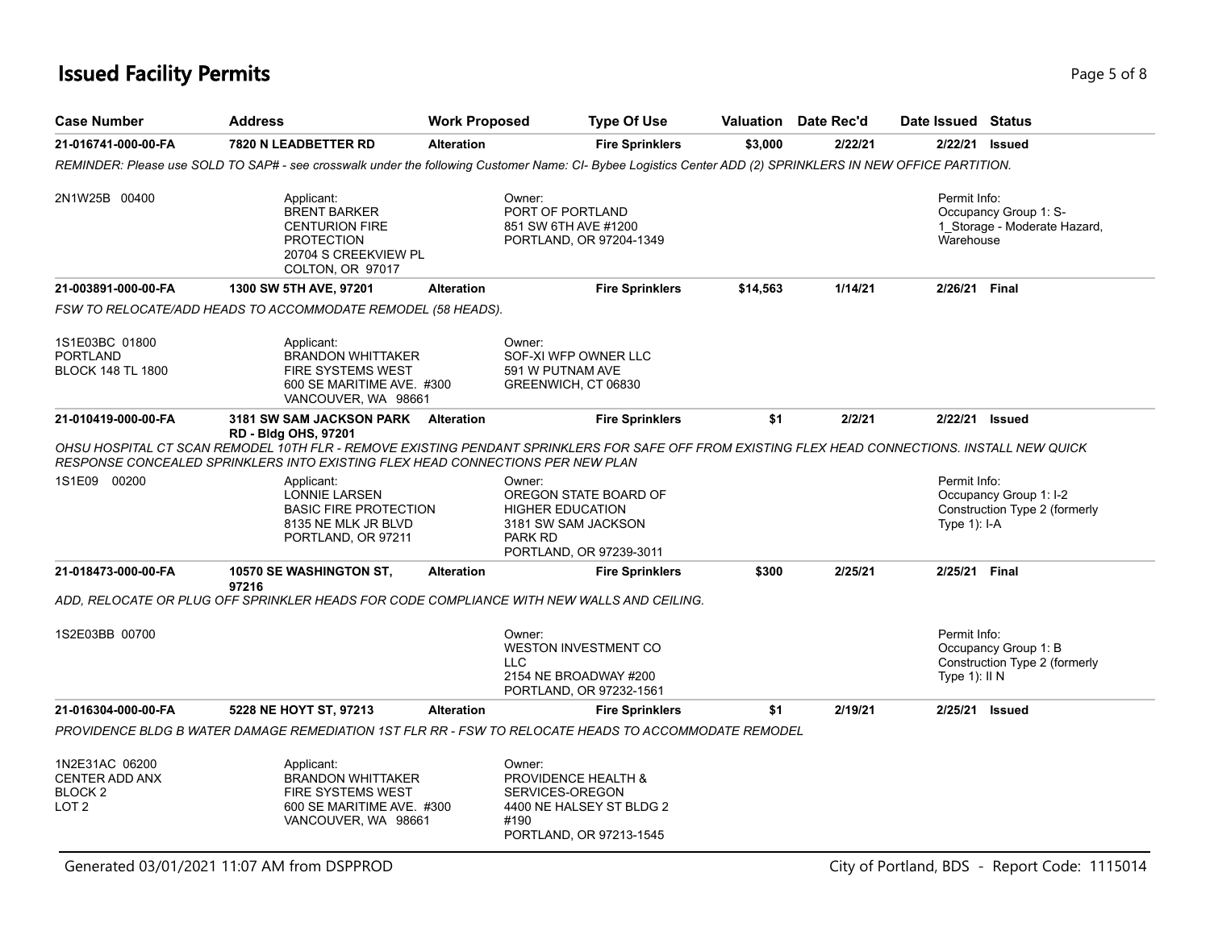# Issued Facility Permits

| Case Number | Address | Work Proposed | Type Of Use | Valuation | Date Rec'd | Date Issued | Status |
|---|---|---|---|---|---|---|---|
| 21-016741-000-00-FA | 7820 N LEADBETTER RD | Alteration | Fire Sprinklers | $3,000 | 2/22/21 | 2/22/21 | Issued |

*REMINDER: Please use SOLD TO SAP# - see crosswalk under the following Customer Name: CI- Bybee Logistics Center ADD (2) SPRINKLERS IN NEW OFFICE PARTITION.*

2N1W25B 00400

Applicant:
BRENT BARKER
CENTURION FIRE PROTECTION
20704 S CREEKVIEW PL
COLTON, OR 97017

Owner:
PORT OF PORTLAND
851 SW 6TH AVE #1200
PORTLAND, OR 97204-1349

Permit Info:
Occupancy Group 1: S-1_Storage - Moderate Hazard, Warehouse

---

| Case Number | Address | Work Proposed | Type Of Use | Valuation | Date Rec'd | Date Issued | Status |
|---|---|---|---|---|---|---|---|
| 21-003891-000-00-FA | 1300 SW 5TH AVE, 97201 | Alteration | Fire Sprinklers | $14,563 | 1/14/21 | 2/26/21 | Final |

*FSW TO RELOCATE/ADD HEADS TO ACCOMMODATE REMODEL (58 HEADS).*

1S1E03BC 01800
PORTLAND
BLOCK 148 TL 1800

Applicant:
BRANDON WHITTAKER
FIRE SYSTEMS WEST
600 SE MARITIME AVE. #300
VANCOUVER, WA 98661

Owner:
SOF-XI WFP OWNER LLC
591 W PUTNAM AVE
GREENWICH, CT 06830

---

| Case Number | Address | Work Proposed | Type Of Use | Valuation | Date Rec'd | Date Issued | Status |
|---|---|---|---|---|---|---|---|
| 21-010419-000-00-FA | 3181 SW SAM JACKSON PARK RD - Bldg OHS, 97201 | Alteration | Fire Sprinklers | $1 | 2/2/21 | 2/22/21 | Issued |

*OHSU HOSPITAL CT SCAN REMODEL 10TH FLR - REMOVE EXISTING PENDANT SPRINKLERS FOR SAFE OFF FROM EXISTING FLEX HEAD CONNECTIONS. INSTALL NEW QUICK RESPONSE CONCEALED SPRINKLERS INTO EXISTING FLEX HEAD CONNECTIONS PER NEW PLAN*

1S1E09 00200

Applicant:
LONNIE LARSEN
BASIC FIRE PROTECTION
8135 NE MLK JR BLVD
PORTLAND, OR 97211

Owner:
OREGON STATE BOARD OF HIGHER EDUCATION
3181 SW SAM JACKSON PARK RD
PORTLAND, OR 97239-3011

Permit Info:
Occupancy Group 1: I-2
Construction Type 2 (formerly Type 1): I-A

---

| Case Number | Address | Work Proposed | Type Of Use | Valuation | Date Rec'd | Date Issued | Status |
|---|---|---|---|---|---|---|---|
| 21-018473-000-00-FA | 10570 SE WASHINGTON ST, 97216 | Alteration | Fire Sprinklers | $300 | 2/25/21 | 2/25/21 | Final |

*ADD, RELOCATE OR PLUG OFF SPRINKLER HEADS FOR CODE COMPLIANCE WITH NEW WALLS AND CEILING.*

1S2E03BB 00700

Owner:
WESTON INVESTMENT CO LLC
2154 NE BROADWAY #200
PORTLAND, OR 97232-1561

Permit Info:
Occupancy Group 1: B
Construction Type 2 (formerly Type 1): II N

---

| Case Number | Address | Work Proposed | Type Of Use | Valuation | Date Rec'd | Date Issued | Status |
|---|---|---|---|---|---|---|---|
| 21-016304-000-00-FA | 5228 NE HOYT ST, 97213 | Alteration | Fire Sprinklers | $1 | 2/19/21 | 2/25/21 | Issued |

*PROVIDENCE BLDG B WATER DAMAGE REMEDIATION 1ST FLR RR - FSW TO RELOCATE HEADS TO ACCOMMODATE REMODEL*

1N2E31AC 06200
CENTER ADD ANX
BLOCK 2
LOT 2

Applicant:
BRANDON WHITTAKER
FIRE SYSTEMS WEST
600 SE MARITIME AVE. #300
VANCOUVER, WA 98661

Owner:
PROVIDENCE HEALTH & SERVICES-OREGON
4400 NE HALSEY ST BLDG 2 #190
PORTLAND, OR 97213-1545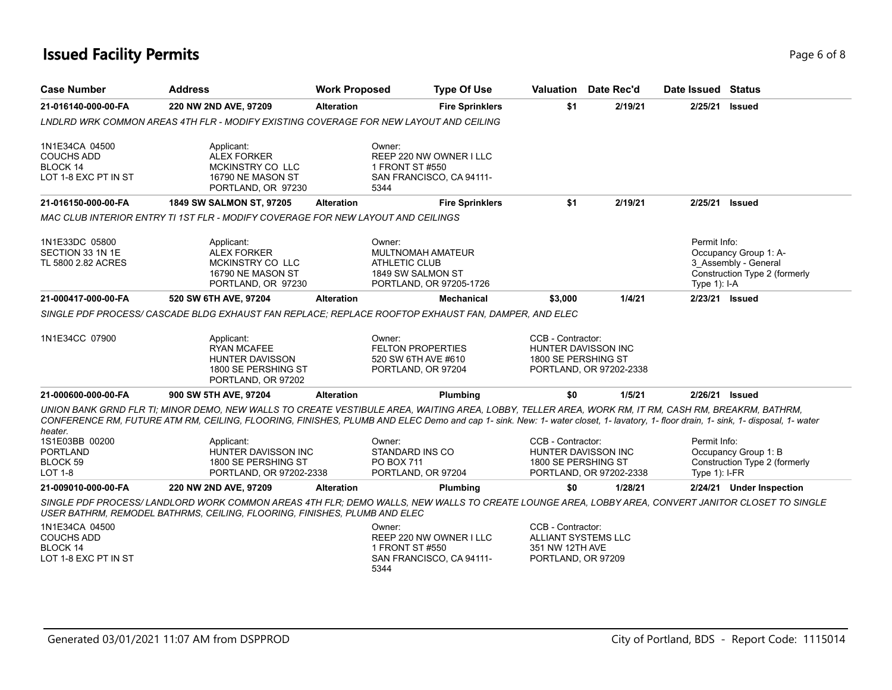## Issued Facility Permits

| Case Number | Address | Work Proposed | Type Of Use | Valuation | Date Rec'd | Date Issued | Status |
|---|---|---|---|---|---|---|---|
| 21-016140-000-00-FA | 220 NW 2ND AVE, 97209 | Alteration | Fire Sprinklers | $1 | 2/19/21 | 2/25/21 | Issued |

*LNDLRD WRK COMMON AREAS 4TH FLR - MODIFY EXISTING COVERAGE FOR NEW LAYOUT AND CEILING*

1N1E34CA 04500
COUCHS ADD
BLOCK 14
LOT 1-8 EXC PT IN ST

Applicant:
ALEX FORKER
MCKINSTRY CO LLC
16790 NE MASON ST
PORTLAND, OR 97230

Owner:
REEP 220 NW OWNER I LLC
1 FRONT ST #550
SAN FRANCISCO, CA 94111-5344

| Case Number | Address | Work Proposed | Type Of Use | Valuation | Date Rec'd | Date Issued | Status |
|---|---|---|---|---|---|---|---|
| 21-016150-000-00-FA | 1849 SW SALMON ST, 97205 | Alteration | Fire Sprinklers | $1 | 2/19/21 | 2/25/21 | Issued |

*MAC CLUB INTERIOR ENTRY TI 1ST FLR - MODIFY COVERAGE FOR NEW LAYOUT AND CEILINGS*

1N1E33DC 05800
SECTION 33 1N 1E
TL 5800 2.82 ACRES

Applicant:
ALEX FORKER
MCKINSTRY CO LLC
16790 NE MASON ST
PORTLAND, OR 97230

Owner:
MULTNOMAH AMATEUR ATHLETIC CLUB
1849 SW SALMON ST
PORTLAND, OR 97205-1726

Permit Info:
Occupancy Group 1: A-3_Assembly - General
Construction Type 2 (formerly Type 1): I-A

| Case Number | Address | Work Proposed | Type Of Use | Valuation | Date Rec'd | Date Issued | Status |
|---|---|---|---|---|---|---|---|
| 21-000417-000-00-FA | 520 SW 6TH AVE, 97204 | Alteration | Mechanical | $3,000 | 1/4/21 | 2/23/21 | Issued |

*SINGLE PDF PROCESS/ CASCADE BLDG EXHAUST FAN REPLACE; REPLACE ROOFTOP EXHAUST FAN, DAMPER, AND ELEC*

1N1E34CC 07900

Applicant:
RYAN MCAFEE
HUNTER DAVISSON
1800 SE PERSHING ST
PORTLAND, OR 97202

Owner:
FELTON PROPERTIES
520 SW 6TH AVE #610
PORTLAND, OR 97204

CCB - Contractor:
HUNTER DAVISSON INC
1800 SE PERSHING ST
PORTLAND, OR 97202-2338

| Case Number | Address | Work Proposed | Type Of Use | Valuation | Date Rec'd | Date Issued | Status |
|---|---|---|---|---|---|---|---|
| 21-000600-000-00-FA | 900 SW 5TH AVE, 97204 | Alteration | Plumbing | $0 | 1/5/21 | 2/26/21 | Issued |

*UNION BANK GRND FLR TI; MINOR DEMO, NEW WALLS TO CREATE VESTIBULE AREA, WAITING AREA, LOBBY, TELLER AREA, WORK RM, IT RM, CASH RM, BREAKRM, BATHRM, CONFERENCE RM, FUTURE ATM RM, CEILING, FLOORING, FINISHES, PLUMB AND ELEC Demo and cap 1- sink. New: 1- water closet, 1- lavatory, 1- floor drain, 1- sink, 1- disposal, 1- water heater.*

1S1E03BB 00200
PORTLAND
BLOCK 59
LOT 1-8

Applicant:
HUNTER DAVISSON INC
1800 SE PERSHING ST
PORTLAND, OR 97202-2338

Owner:
STANDARD INS CO
PO BOX 711
PORTLAND, OR 97204

CCB - Contractor:
HUNTER DAVISSON INC
1800 SE PERSHING ST
PORTLAND, OR 97202-2338

Permit Info:
Occupancy Group 1: B
Construction Type 2 (formerly Type 1): I-FR

| Case Number | Address | Work Proposed | Type Of Use | Valuation | Date Rec'd | Date Issued | Status |
|---|---|---|---|---|---|---|---|
| 21-009010-000-00-FA | 220 NW 2ND AVE, 97209 | Alteration | Plumbing | $0 | 1/28/21 | 2/24/21 | Under Inspection |

*SINGLE PDF PROCESS/ LANDLORD WORK COMMON AREAS 4TH FLR; DEMO WALLS, NEW WALLS TO CREATE LOUNGE AREA, LOBBY AREA, CONVERT JANITOR CLOSET TO SINGLE USER BATHRM, REMODEL BATHRMS, CEILING, FLOORING, FINISHES, PLUMB AND ELEC*

1N1E34CA 04500
COUCHS ADD
BLOCK 14
LOT 1-8 EXC PT IN ST

Owner:
REEP 220 NW OWNER I LLC
1 FRONT ST #550
SAN FRANCISCO, CA 94111-5344

CCB - Contractor:
ALLIANT SYSTEMS LLC
351 NW 12TH AVE
PORTLAND, OR 97209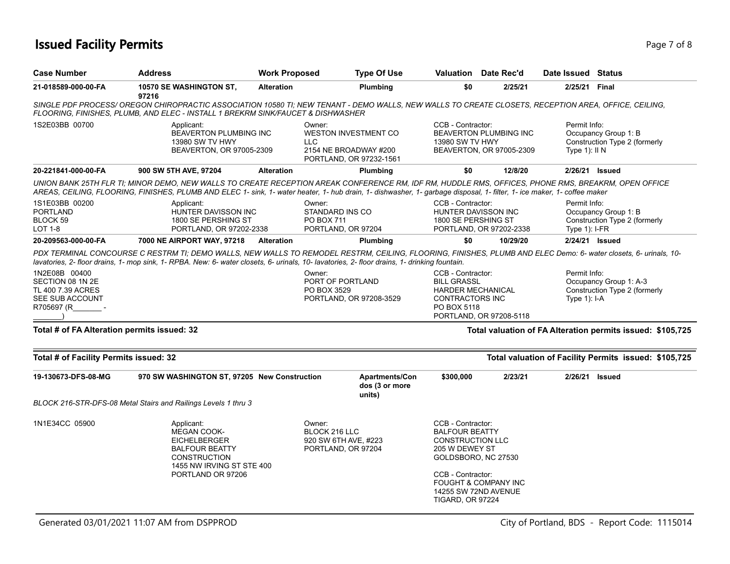# Issued Facility Permits

| Case Number | Address | Work Proposed | Type Of Use | Valuation | Date Rec'd | Date Issued | Status |
|---|---|---|---|---|---|---|---|
| 21-018589-000-00-FA | 10570 SE WASHINGTON ST, 97216 | Alteration | Plumbing | $0 | 2/25/21 | 2/25/21 | Final |

*SINGLE PDF PROCESS/ OREGON CHIROPRACTIC ASSOCIATION 10580 TI; NEW TENANT - DEMO WALLS, NEW WALLS TO CREATE CLOSETS, RECEPTION AREA, OFFICE, CEILING, FLOORING, FINISHES, PLUMB, AND ELEC - INSTALL 1 BREKRM SINK/FAUCET & DISHWASHER*

1S2E03BB 00700

Applicant:
BEAVERTON PLUMBING INC
13980 SW TV HWY
BEAVERTON, OR 97005-2309

Owner:
WESTON INVESTMENT CO LLC
2154 NE BROADWAY #200
PORTLAND, OR 97232-1561

CCB - Contractor:
BEAVERTON PLUMBING INC
13980 SW TV HWY
BEAVERTON, OR 97005-2309

Permit Info:
Occupancy Group 1: B
Construction Type 2 (formerly Type 1): II N

| Case Number | Address | Work Proposed | Type Of Use | Valuation | Date Rec'd | Date Issued | Status |
|---|---|---|---|---|---|---|---|
| 20-221841-000-00-FA | 900 SW 5TH AVE, 97204 | Alteration | Plumbing | $0 | 12/8/20 | 2/26/21 | Issued |

*UNION BANK 25TH FLR TI; MINOR DEMO, NEW WALLS TO CREATE RECEPTION AREAK CONFERENCE RM, IDF RM, HUDDLE RMS, OFFICES, PHONE RMS, BREAKRM, OPEN OFFICE AREAS, CEILING, FLOORING, FINISHES, PLUMB AND ELEC 1- sink, 1- water heater, 1- hub drain, 1- dishwasher, 1- garbage disposal, 1- filter, 1- ice maker, 1- coffee maker*

1S1E03BB 00200
PORTLAND
BLOCK 59
LOT 1-8

Applicant:
HUNTER DAVISSON INC
1800 SE PERSHING ST
PORTLAND, OR 97202-2338

Owner:
STANDARD INS CO
PO BOX 711
PORTLAND, OR 97204

CCB - Contractor:
HUNTER DAVISSON INC
1800 SE PERSHING ST
PORTLAND, OR 97202-2338

Permit Info:
Occupancy Group 1: B
Construction Type 2 (formerly Type 1): I-FR

| Case Number | Address | Work Proposed | Type Of Use | Valuation | Date Rec'd | Date Issued | Status |
|---|---|---|---|---|---|---|---|
| 20-209563-000-00-FA | 7000 NE AIRPORT WAY, 97218 | Alteration | Plumbing | $0 | 10/29/20 | 2/24/21 | Issued |

*PDX TERMINAL CONCOURSE C RESTRM TI; DEMO WALLS, NEW WALLS TO REMODEL RESTRM, CEILING, FLOORING, FINISHES, PLUMB AND ELEC Demo: 6- water closets, 6- urinals, 10- lavatories, 2- floor drains, 1- mop sink, 1- RPBA. New: 6- water closets, 6- urinals, 10- lavatories, 2- floor drains, 1- drinking fountain.*

1N2E08B 00400
SECTION 08 1N 2E
TL 400 7.39 ACRES
SEE SUB ACCOUNT
R705697 (R_______ - _______)

Owner:
PORT OF PORTLAND
PO BOX 3529
PORTLAND, OR 97208-3529

CCB - Contractor:
BILL GRASSL
HARDER MECHANICAL CONTRACTORS INC
PO BOX 5118
PORTLAND, OR 97208-5118

Permit Info:
Occupancy Group 1: A-3
Construction Type 2 (formerly Type 1): I-A

**Total # of FA Alteration permits issued: 32** — **Total valuation of FA Alteration permits issued: $105,725**

**Total # of Facility Permits issued: 32** — **Total valuation of Facility Permits issued: $105,725**

| Case Number | Address | Work Proposed | Type Of Use | Valuation | Date Rec'd | Date Issued | Status |
|---|---|---|---|---|---|---|---|
| 19-130673-DFS-08-MG | 970 SW WASHINGTON ST, 97205 | New Construction | Apartments/Condos (3 or more units) | $300,000 | 2/23/21 | 2/26/21 | Issued |

*BLOCK 216-STR-DFS-08 Metal Stairs and Railings Levels 1 thru 3*

1N1E34CC 05900

Applicant:
MEGAN COOK-EICHELBERGER
BALFOUR BEATTY CONSTRUCTION
1455 NW IRVING ST STE 400
PORTLAND OR 97206

Owner:
BLOCK 216 LLC
920 SW 6TH AVE, #223
PORTLAND, OR 97204

CCB - Contractor:
BALFOUR BEATTY CONSTRUCTION LLC
205 W DEWEY ST
GOLDSBORO, NC 27530

CCB - Contractor:
FOUGHT & COMPANY INC
14255 SW 72ND AVENUE
TIGARD, OR 97224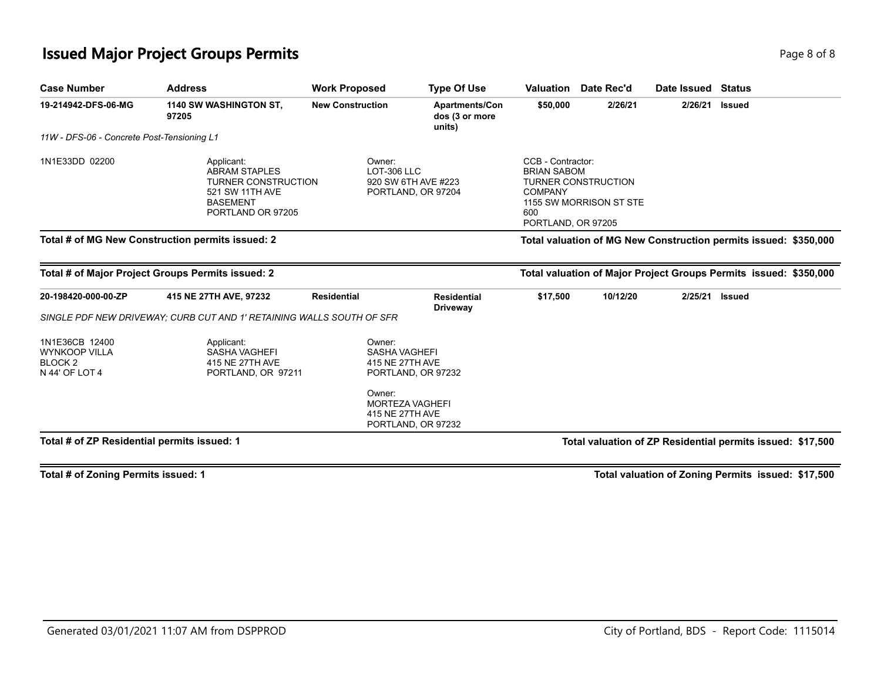# Issued Major Project Groups Permits

| Case Number | Address | Work Proposed | Type Of Use | Valuation | Date Rec'd | Date Issued | Status |
|---|---|---|---|---|---|---|---|
| **19-214942-DFS-06-MG** | **1140 SW WASHINGTON ST, 97205** | **New Construction** | **Apartments/Condos (3 or more units)** | **$50,000** | **2/26/21** | **2/26/21** | **Issued** |

*11W - DFS-06 - Concrete Post-Tensioning L1*

1N1E33DD 02200

Applicant:
ABRAM STAPLES
TURNER CONSTRUCTION
521 SW 11TH AVE
BASEMENT
PORTLAND OR 97205

Owner:
LOT-306 LLC
920 SW 6TH AVE #223
PORTLAND, OR 97204

CCB - Contractor:
BRIAN SABOM
TURNER CONSTRUCTION COMPANY
1155 SW MORRISON ST STE 600
PORTLAND, OR 97205

**Total # of MG New Construction permits issued: 2** — **Total valuation of MG New Construction permits issued: $350,000**

**Total # of Major Project Groups Permits issued: 2** — **Total valuation of Major Project Groups Permits issued: $350,000**

| Case Number | Address | Work Proposed | Type Of Use | Valuation | Date Rec'd | Date Issued | Status |
|---|---|---|---|---|---|---|---|
| **20-198420-000-00-ZP** | **415 NE 27TH AVE, 97232** | **Residential** | **Residential Driveway** | **$17,500** | **10/12/20** | **2/25/21** | **Issued** |

*SINGLE PDF NEW DRIVEWAY; CURB CUT AND 1' RETAINING WALLS SOUTH OF SFR*

1N1E36CB 12400
WYNKOOP VILLA
BLOCK 2
N 44' OF LOT 4

Applicant:
SASHA VAGHEFI
415 NE 27TH AVE
PORTLAND, OR 97211

Owner:
SASHA VAGHEFI
415 NE 27TH AVE
PORTLAND, OR 97232

Owner:
MORTEZA VAGHEFI
415 NE 27TH AVE
PORTLAND, OR 97232

**Total # of ZP Residential permits issued: 1** — **Total valuation of ZP Residential permits issued: $17,500**

**Total # of Zoning Permits issued: 1** — **Total valuation of Zoning Permits issued: $17,500**

Generated 03/01/2021 11:07 AM from DSPPROD

City of Portland, BDS - Report Code: 1115014